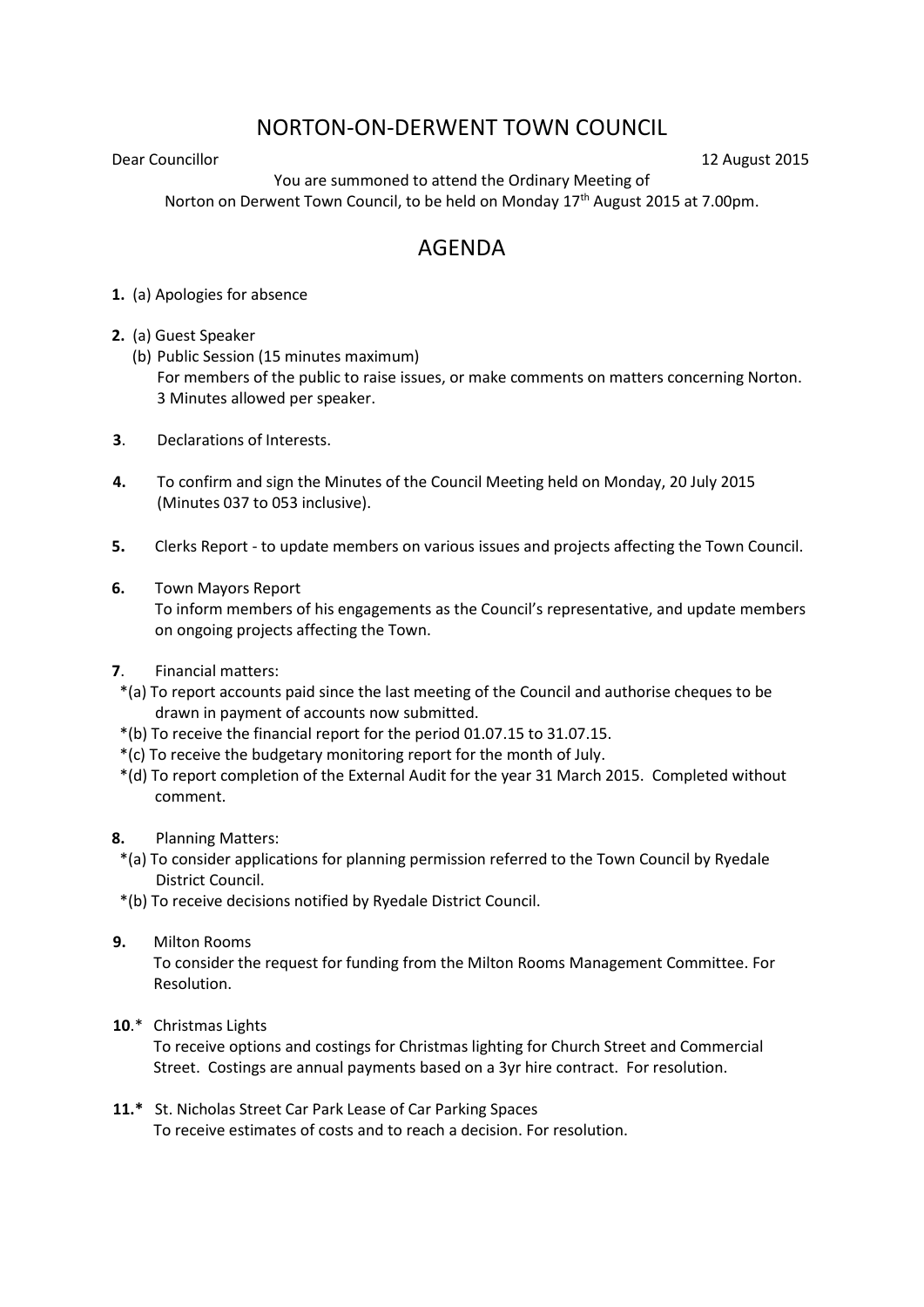# NORTON-ON-DERWENT TOWN COUNCIL

Dear Councillor 12 August 2015

You are summoned to attend the Ordinary Meeting of
Norton on Derwent Town Council, to be held on Monday 17th August 2015 at 7.00pm.

## AGENDA

**1.** (a) Apologies for absence

**2.** (a) Guest Speaker
(b) Public Session (15 minutes maximum)
For members of the public to raise issues, or make comments on matters concerning Norton. 3 Minutes allowed per speaker.

**3**. Declarations of Interests.

**4.** To confirm and sign the Minutes of the Council Meeting held on Monday, 20 July 2015 (Minutes 037 to 053 inclusive).

**5.** Clerks Report - to update members on various issues and projects affecting the Town Council.

**6.** Town Mayors Report
To inform members of his engagements as the Council's representative, and update members on ongoing projects affecting the Town.

**7**. Financial matters:
*(a) To report accounts paid since the last meeting of the Council and authorise cheques to be drawn in payment of accounts now submitted.
*(b) To receive the financial report for the period 01.07.15 to 31.07.15.
*(c) To receive the budgetary monitoring report for the month of July.
*(d) To report completion of the External Audit for the year 31 March 2015. Completed without comment.

**8.** Planning Matters:
*(a) To consider applications for planning permission referred to the Town Council by Ryedale District Council.
*(b) To receive decisions notified by Ryedale District Council.

**9.** Milton Rooms
To consider the request for funding from the Milton Rooms Management Committee. For Resolution.

**10**.* Christmas Lights
To receive options and costings for Christmas lighting for Church Street and Commercial Street. Costings are annual payments based on a 3yr hire contract. For resolution.

**11.*** St. Nicholas Street Car Park Lease of Car Parking Spaces
To receive estimates of costs and to reach a decision. For resolution.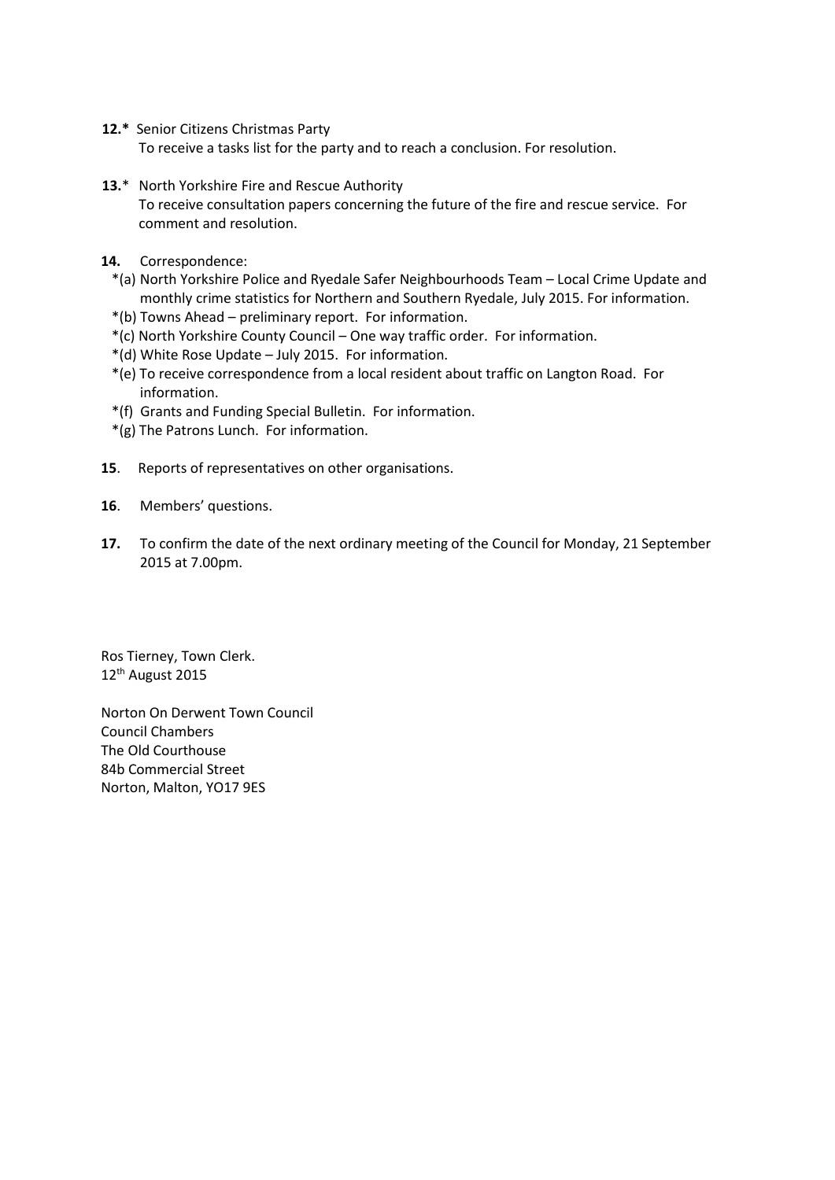**12.*** Senior Citizens Christmas Party
To receive a tasks list for the party and to reach a conclusion. For resolution.

**13.*** North Yorkshire Fire and Rescue Authority
To receive consultation papers concerning the future of the fire and rescue service. For comment and resolution.

**14.** Correspondence:

*(a) North Yorkshire Police and Ryedale Safer Neighbourhoods Team – Local Crime Update and monthly crime statistics for Northern and Southern Ryedale, July 2015. For information.
*(b) Towns Ahead – preliminary report. For information.
*(c) North Yorkshire County Council – One way traffic order. For information.
*(d) White Rose Update – July 2015. For information.
*(e) To receive correspondence from a local resident about traffic on Langton Road. For information.
*(f) Grants and Funding Special Bulletin. For information.
*(g) The Patrons Lunch. For information.

**15**. Reports of representatives on other organisations.

**16**. Members' questions.

**17.** To confirm the date of the next ordinary meeting of the Council for Monday, 21 September 2015 at 7.00pm.

Ros Tierney, Town Clerk.
12th August 2015

Norton On Derwent Town Council
Council Chambers
The Old Courthouse
84b Commercial Street
Norton, Malton, YO17 9ES